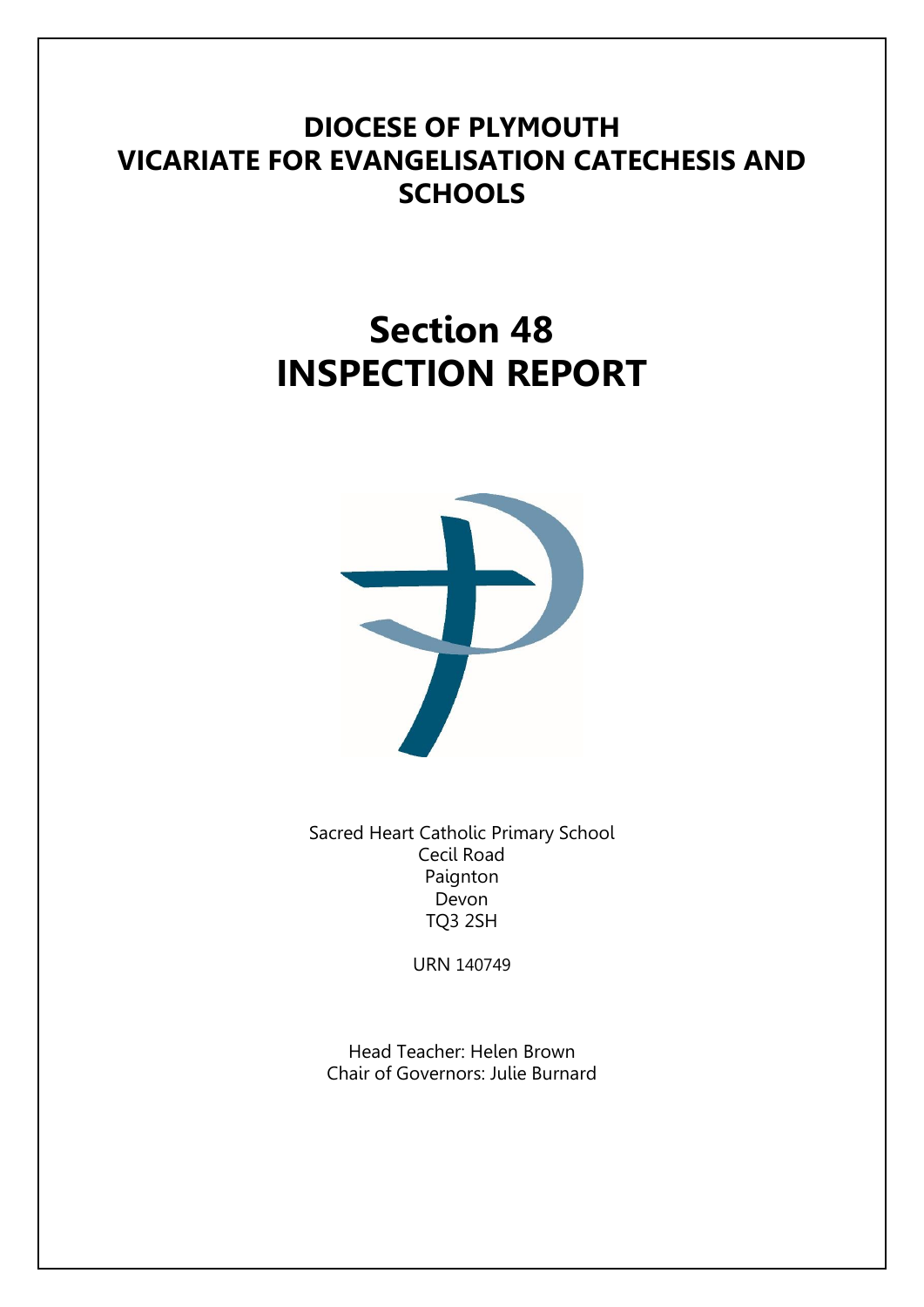# DIOCESE OF PLYMOUTH
# VICARIATE FOR EVANGELISATION CATECHESIS AND SCHOOLS

# Section 48
# INSPECTION REPORT

Sacred Heart Catholic Primary School
Cecil Road
Paignton
Devon
TQ3 2SH

URN 140749

Head Teacher: Helen Brown
Chair of Governors: Julie Burnard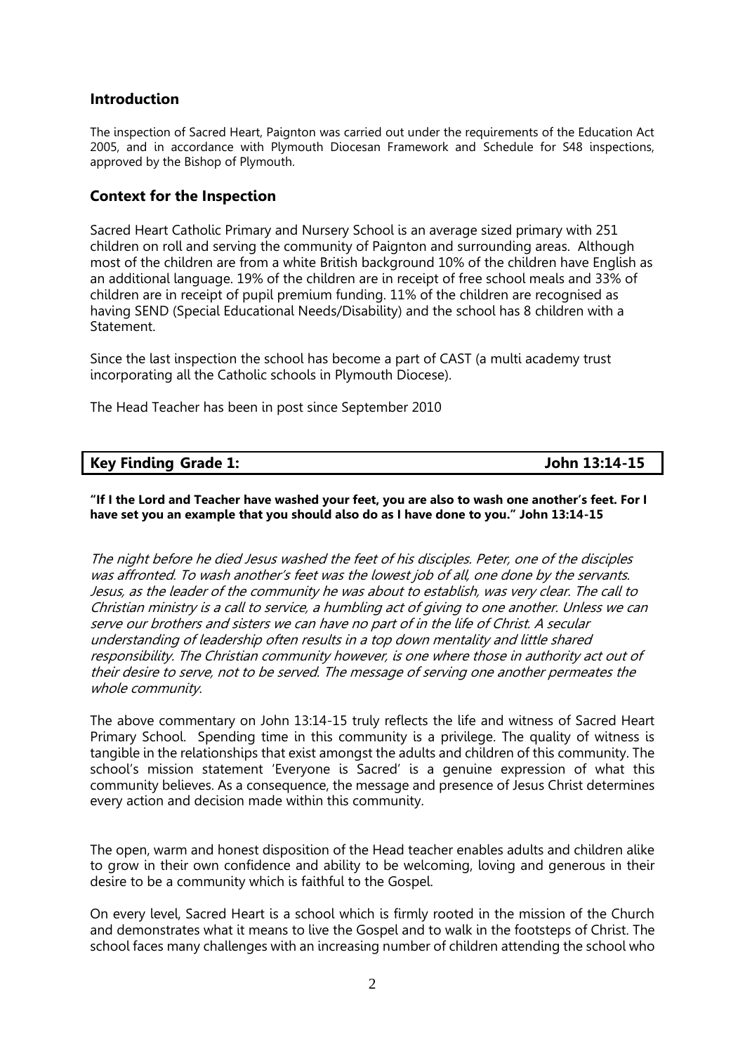## Introduction

The inspection of Sacred Heart, Paignton was carried out under the requirements of the Education Act 2005, and in accordance with Plymouth Diocesan Framework and Schedule for S48 inspections, approved by the Bishop of Plymouth.

## Context for the Inspection

Sacred Heart Catholic Primary and Nursery School is an average sized primary with 251 children on roll and serving the community of Paignton and surrounding areas. Although most of the children are from a white British background 10% of the children have English as an additional language. 19% of the children are in receipt of free school meals and 33% of children are in receipt of pupil premium funding. 11% of the children are recognised as having SEND (Special Educational Needs/Disability) and the school has 8 children with a Statement.

Since the last inspection the school has become a part of CAST (a multi academy trust incorporating all the Catholic schools in Plymouth Diocese).

The Head Teacher has been in post since September 2010

| **Key Finding Grade 1:** | **John 13:14-15** |
|---|---|

**"If I the Lord and Teacher have washed your feet, you are also to wash one another's feet. For I have set you an example that you should also do as I have done to you." John 13:14-15**

*The night before he died Jesus washed the feet of his disciples. Peter, one of the disciples was affronted. To wash another's feet was the lowest job of all, one done by the servants. Jesus, as the leader of the community he was about to establish, was very clear. The call to Christian ministry is a call to service, a humbling act of giving to one another. Unless we can serve our brothers and sisters we can have no part of in the life of Christ. A secular understanding of leadership often results in a top down mentality and little shared responsibility. The Christian community however, is one where those in authority act out of their desire to serve, not to be served. The message of serving one another permeates the whole community.*

The above commentary on John 13:14-15 truly reflects the life and witness of Sacred Heart Primary School. Spending time in this community is a privilege. The quality of witness is tangible in the relationships that exist amongst the adults and children of this community. The school's mission statement 'Everyone is Sacred' is a genuine expression of what this community believes. As a consequence, the message and presence of Jesus Christ determines every action and decision made within this community.

The open, warm and honest disposition of the Head teacher enables adults and children alike to grow in their own confidence and ability to be welcoming, loving and generous in their desire to be a community which is faithful to the Gospel.

On every level, Sacred Heart is a school which is firmly rooted in the mission of the Church and demonstrates what it means to live the Gospel and to walk in the footsteps of Christ. The school faces many challenges with an increasing number of children attending the school who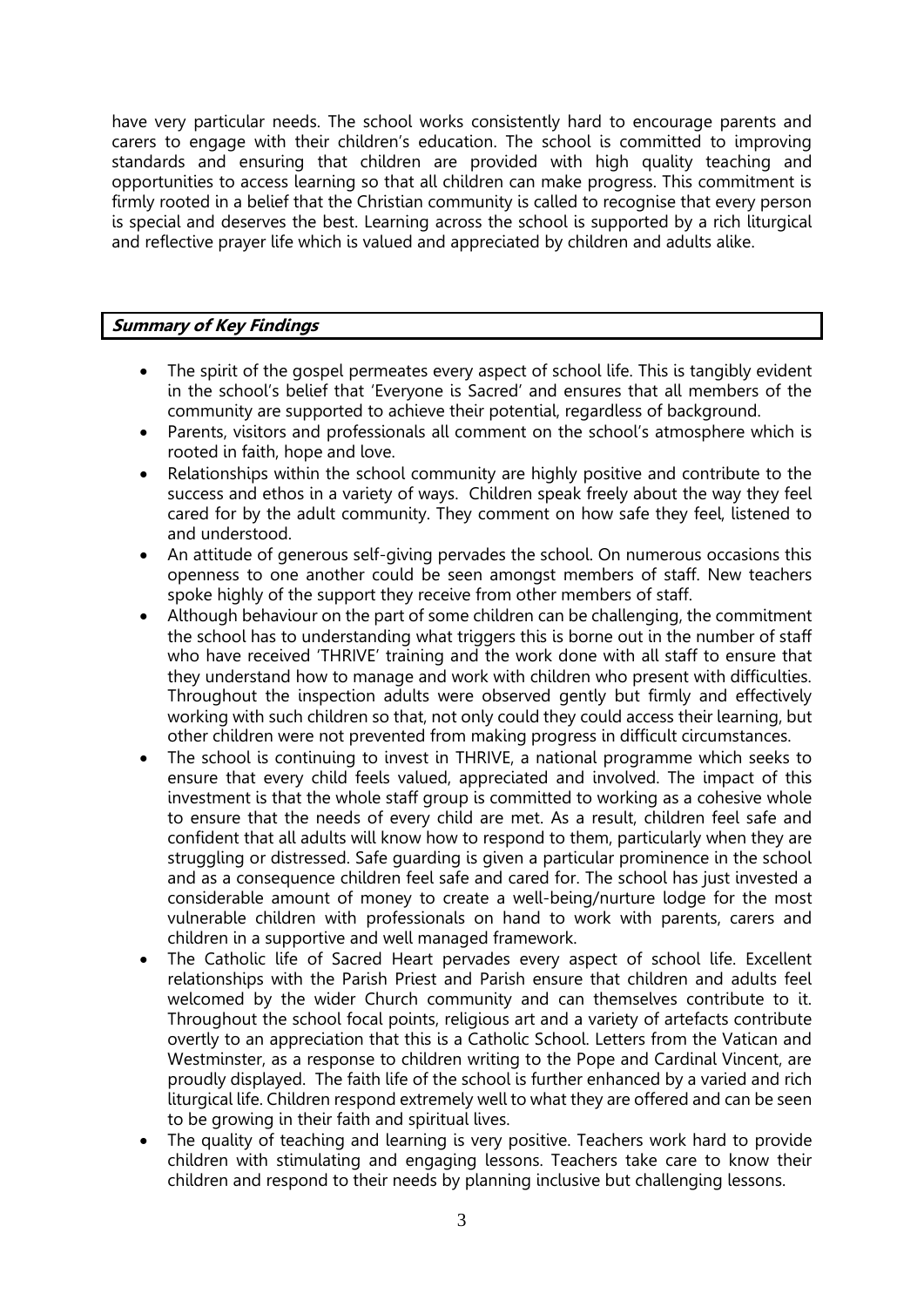have very particular needs. The school works consistently hard to encourage parents and carers to engage with their children's education. The school is committed to improving standards and ensuring that children are provided with high quality teaching and opportunities to access learning so that all children can make progress. This commitment is firmly rooted in a belief that the Christian community is called to recognise that every person is special and deserves the best. Learning across the school is supported by a rich liturgical and reflective prayer life which is valued and appreciated by children and adults alike.

## *Summary of Key Findings*

- The spirit of the gospel permeates every aspect of school life. This is tangibly evident in the school's belief that 'Everyone is Sacred' and ensures that all members of the community are supported to achieve their potential, regardless of background.
- Parents, visitors and professionals all comment on the school's atmosphere which is rooted in faith, hope and love.
- Relationships within the school community are highly positive and contribute to the success and ethos in a variety of ways. Children speak freely about the way they feel cared for by the adult community. They comment on how safe they feel, listened to and understood.
- An attitude of generous self-giving pervades the school. On numerous occasions this openness to one another could be seen amongst members of staff. New teachers spoke highly of the support they receive from other members of staff.
- Although behaviour on the part of some children can be challenging, the commitment the school has to understanding what triggers this is borne out in the number of staff who have received 'THRIVE' training and the work done with all staff to ensure that they understand how to manage and work with children who present with difficulties. Throughout the inspection adults were observed gently but firmly and effectively working with such children so that, not only could they could access their learning, but other children were not prevented from making progress in difficult circumstances.
- The school is continuing to invest in THRIVE, a national programme which seeks to ensure that every child feels valued, appreciated and involved. The impact of this investment is that the whole staff group is committed to working as a cohesive whole to ensure that the needs of every child are met. As a result, children feel safe and confident that all adults will know how to respond to them, particularly when they are struggling or distressed. Safe guarding is given a particular prominence in the school and as a consequence children feel safe and cared for. The school has just invested a considerable amount of money to create a well-being/nurture lodge for the most vulnerable children with professionals on hand to work with parents, carers and children in a supportive and well managed framework.
- The Catholic life of Sacred Heart pervades every aspect of school life. Excellent relationships with the Parish Priest and Parish ensure that children and adults feel welcomed by the wider Church community and can themselves contribute to it. Throughout the school focal points, religious art and a variety of artefacts contribute overtly to an appreciation that this is a Catholic School. Letters from the Vatican and Westminster, as a response to children writing to the Pope and Cardinal Vincent, are proudly displayed. The faith life of the school is further enhanced by a varied and rich liturgical life. Children respond extremely well to what they are offered and can be seen to be growing in their faith and spiritual lives.
- The quality of teaching and learning is very positive. Teachers work hard to provide children with stimulating and engaging lessons. Teachers take care to know their children and respond to their needs by planning inclusive but challenging lessons.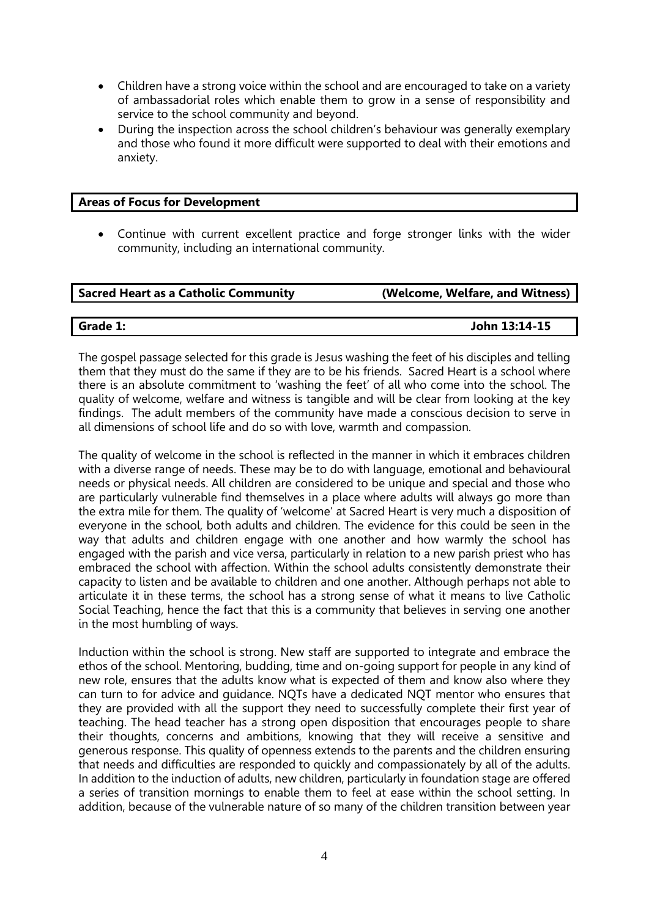- Children have a strong voice within the school and are encouraged to take on a variety of ambassadorial roles which enable them to grow in a sense of responsibility and service to the school community and beyond.
- During the inspection across the school children's behaviour was generally exemplary and those who found it more difficult were supported to deal with their emotions and anxiety.

**Areas of Focus for Development**

- Continue with current excellent practice and forge stronger links with the wider community, including an international community.

**Sacred Heart as a Catholic Community (Welcome, Welfare, and Witness)**

**Grade 1: John 13:14-15**

The gospel passage selected for this grade is Jesus washing the feet of his disciples and telling them that they must do the same if they are to be his friends. Sacred Heart is a school where there is an absolute commitment to 'washing the feet' of all who come into the school. The quality of welcome, welfare and witness is tangible and will be clear from looking at the key findings. The adult members of the community have made a conscious decision to serve in all dimensions of school life and do so with love, warmth and compassion.

The quality of welcome in the school is reflected in the manner in which it embraces children with a diverse range of needs. These may be to do with language, emotional and behavioural needs or physical needs. All children are considered to be unique and special and those who are particularly vulnerable find themselves in a place where adults will always go more than the extra mile for them. The quality of 'welcome' at Sacred Heart is very much a disposition of everyone in the school, both adults and children. The evidence for this could be seen in the way that adults and children engage with one another and how warmly the school has engaged with the parish and vice versa, particularly in relation to a new parish priest who has embraced the school with affection. Within the school adults consistently demonstrate their capacity to listen and be available to children and one another. Although perhaps not able to articulate it in these terms, the school has a strong sense of what it means to live Catholic Social Teaching, hence the fact that this is a community that believes in serving one another in the most humbling of ways.

Induction within the school is strong. New staff are supported to integrate and embrace the ethos of the school. Mentoring, budding, time and on-going support for people in any kind of new role, ensures that the adults know what is expected of them and know also where they can turn to for advice and guidance. NQTs have a dedicated NQT mentor who ensures that they are provided with all the support they need to successfully complete their first year of teaching. The head teacher has a strong open disposition that encourages people to share their thoughts, concerns and ambitions, knowing that they will receive a sensitive and generous response. This quality of openness extends to the parents and the children ensuring that needs and difficulties are responded to quickly and compassionately by all of the adults. In addition to the induction of adults, new children, particularly in foundation stage are offered a series of transition mornings to enable them to feel at ease within the school setting. In addition, because of the vulnerable nature of so many of the children transition between year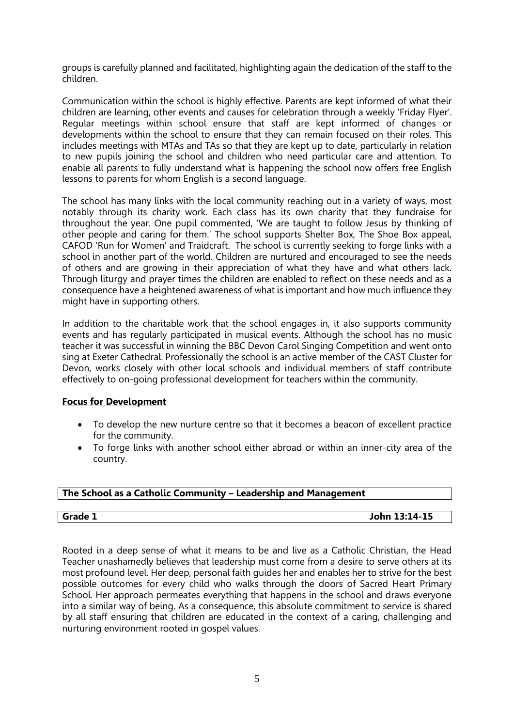groups is carefully planned and facilitated, highlighting again the dedication of the staff to the children.

Communication within the school is highly effective. Parents are kept informed of what their children are learning, other events and causes for celebration through a weekly 'Friday Flyer'. Regular meetings within school ensure that staff are kept informed of changes or developments within the school to ensure that they can remain focused on their roles. This includes meetings with MTAs and TAs so that they are kept up to date, particularly in relation to new pupils joining the school and children who need particular care and attention. To enable all parents to fully understand what is happening the school now offers free English lessons to parents for whom English is a second language.

The school has many links with the local community reaching out in a variety of ways, most notably through its charity work. Each class has its own charity that they fundraise for throughout the year. One pupil commented, 'We are taught to follow Jesus by thinking of other people and caring for them.' The school supports Shelter Box, The Shoe Box appeal, CAFOD 'Run for Women' and Traidcraft. The school is currently seeking to forge links with a school in another part of the world. Children are nurtured and encouraged to see the needs of others and are growing in their appreciation of what they have and what others lack. Through liturgy and prayer times the children are enabled to reflect on these needs and as a consequence have a heightened awareness of what is important and how much influence they might have in supporting others.

In addition to the charitable work that the school engages in, it also supports community events and has regularly participated in musical events. Although the school has no music teacher it was successful in winning the BBC Devon Carol Singing Competition and went onto sing at Exeter Cathedral. Professionally the school is an active member of the CAST Cluster for Devon, works closely with other local schools and individual members of staff contribute effectively to on-going professional development for teachers within the community.

**Focus for Development**

- To develop the new nurture centre so that it becomes a beacon of excellent practice for the community.
- To forge links with another school either abroad or within an inner-city area of the country.

## The School as a Catholic Community – Leadership and Management

**Grade 1** **John 13:14-15**

Rooted in a deep sense of what it means to be and live as a Catholic Christian, the Head Teacher unashamedly believes that leadership must come from a desire to serve others at its most profound level. Her deep, personal faith guides her and enables her to strive for the best possible outcomes for every child who walks through the doors of Sacred Heart Primary School. Her approach permeates everything that happens in the school and draws everyone into a similar way of being. As a consequence, this absolute commitment to service is shared by all staff ensuring that children are educated in the context of a caring, challenging and nurturing environment rooted in gospel values.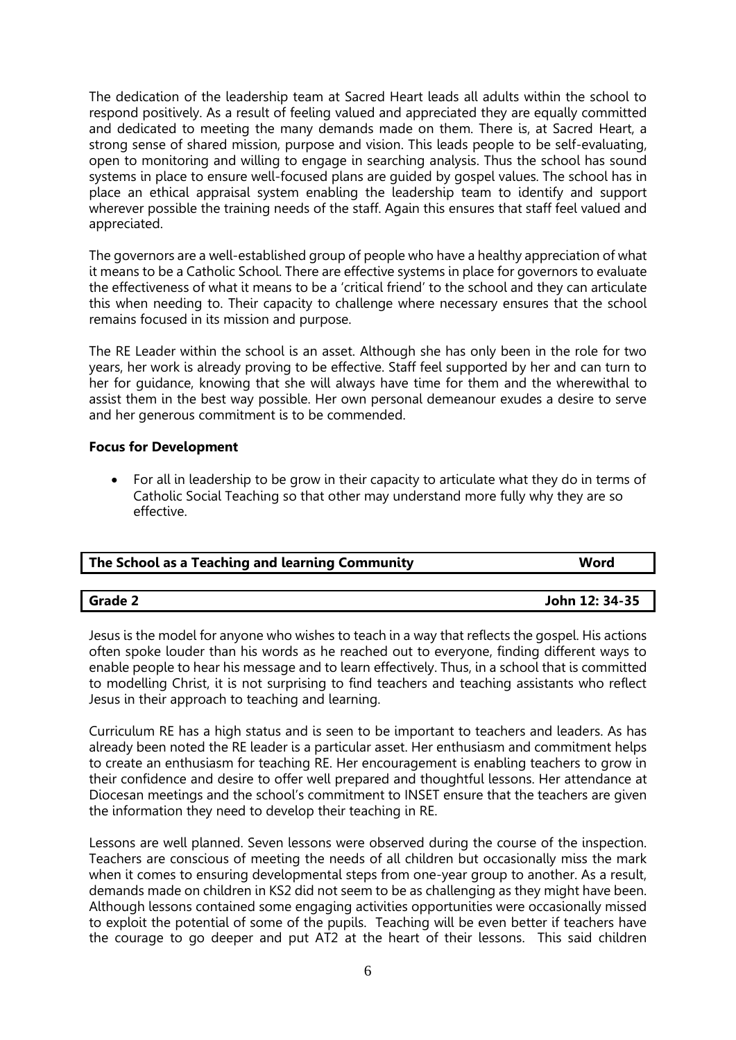The dedication of the leadership team at Sacred Heart leads all adults within the school to respond positively. As a result of feeling valued and appreciated they are equally committed and dedicated to meeting the many demands made on them. There is, at Sacred Heart, a strong sense of shared mission, purpose and vision. This leads people to be self-evaluating, open to monitoring and willing to engage in searching analysis. Thus the school has sound systems in place to ensure well-focused plans are guided by gospel values. The school has in place an ethical appraisal system enabling the leadership team to identify and support wherever possible the training needs of the staff. Again this ensures that staff feel valued and appreciated.

The governors are a well-established group of people who have a healthy appreciation of what it means to be a Catholic School. There are effective systems in place for governors to evaluate the effectiveness of what it means to be a 'critical friend' to the school and they can articulate this when needing to. Their capacity to challenge where necessary ensures that the school remains focused in its mission and purpose.

The RE Leader within the school is an asset. Although she has only been in the role for two years, her work is already proving to be effective. Staff feel supported by her and can turn to her for guidance, knowing that she will always have time for them and the wherewithal to assist them in the best way possible. Her own personal demeanour exudes a desire to serve and her generous commitment is to be commended.

**Focus for Development**

- For all in leadership to be grow in their capacity to articulate what they do in terms of Catholic Social Teaching so that other may understand more fully why they are so effective.

| **The School as a Teaching and learning Community** | **Word** |
|---|---|
| **Grade 2** | **John 12: 34-35** |

Jesus is the model for anyone who wishes to teach in a way that reflects the gospel. His actions often spoke louder than his words as he reached out to everyone, finding different ways to enable people to hear his message and to learn effectively. Thus, in a school that is committed to modelling Christ, it is not surprising to find teachers and teaching assistants who reflect Jesus in their approach to teaching and learning.

Curriculum RE has a high status and is seen to be important to teachers and leaders. As has already been noted the RE leader is a particular asset. Her enthusiasm and commitment helps to create an enthusiasm for teaching RE. Her encouragement is enabling teachers to grow in their confidence and desire to offer well prepared and thoughtful lessons. Her attendance at Diocesan meetings and the school's commitment to INSET ensure that the teachers are given the information they need to develop their teaching in RE.

Lessons are well planned. Seven lessons were observed during the course of the inspection. Teachers are conscious of meeting the needs of all children but occasionally miss the mark when it comes to ensuring developmental steps from one-year group to another. As a result, demands made on children in KS2 did not seem to be as challenging as they might have been. Although lessons contained some engaging activities opportunities were occasionally missed to exploit the potential of some of the pupils. Teaching will be even better if teachers have the courage to go deeper and put AT2 at the heart of their lessons. This said children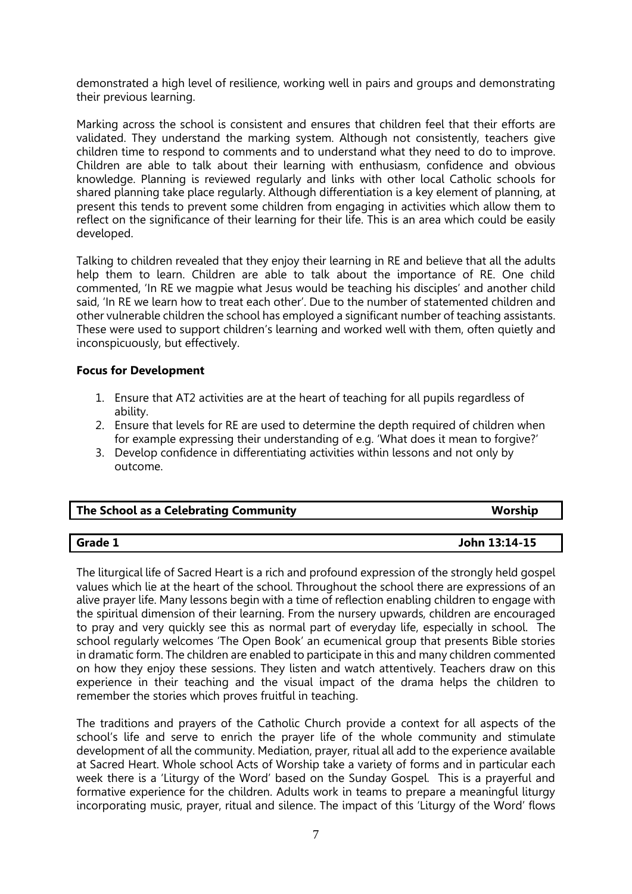demonstrated a high level of resilience, working well in pairs and groups and demonstrating their previous learning.

Marking across the school is consistent and ensures that children feel that their efforts are validated. They understand the marking system. Although not consistently, teachers give children time to respond to comments and to understand what they need to do to improve. Children are able to talk about their learning with enthusiasm, confidence and obvious knowledge. Planning is reviewed regularly and links with other local Catholic schools for shared planning take place regularly. Although differentiation is a key element of planning, at present this tends to prevent some children from engaging in activities which allow them to reflect on the significance of their learning for their life. This is an area which could be easily developed.

Talking to children revealed that they enjoy their learning in RE and believe that all the adults help them to learn. Children are able to talk about the importance of RE. One child commented, 'In RE we magpie what Jesus would be teaching his disciples' and another child said, 'In RE we learn how to treat each other'. Due to the number of statemented children and other vulnerable children the school has employed a significant number of teaching assistants. These were used to support children's learning and worked well with them, often quietly and inconspicuously, but effectively.

**Focus for Development**

1. Ensure that AT2 activities are at the heart of teaching for all pupils regardless of ability.
2. Ensure that levels for RE are used to determine the depth required of children when for example expressing their understanding of e.g. 'What does it mean to forgive?'
3. Develop confidence in differentiating activities within lessons and not only by outcome.

| **The School as a Celebrating Community** | **Worship** |
|---|---|

| **Grade 1** | **John 13:14-15** |
|---|---|

The liturgical life of Sacred Heart is a rich and profound expression of the strongly held gospel values which lie at the heart of the school. Throughout the school there are expressions of an alive prayer life. Many lessons begin with a time of reflection enabling children to engage with the spiritual dimension of their learning. From the nursery upwards, children are encouraged to pray and very quickly see this as normal part of everyday life, especially in school. The school regularly welcomes 'The Open Book' an ecumenical group that presents Bible stories in dramatic form. The children are enabled to participate in this and many children commented on how they enjoy these sessions. They listen and watch attentively. Teachers draw on this experience in their teaching and the visual impact of the drama helps the children to remember the stories which proves fruitful in teaching.

The traditions and prayers of the Catholic Church provide a context for all aspects of the school's life and serve to enrich the prayer life of the whole community and stimulate development of all the community. Mediation, prayer, ritual all add to the experience available at Sacred Heart. Whole school Acts of Worship take a variety of forms and in particular each week there is a 'Liturgy of the Word' based on the Sunday Gospel. This is a prayerful and formative experience for the children. Adults work in teams to prepare a meaningful liturgy incorporating music, prayer, ritual and silence. The impact of this 'Liturgy of the Word' flows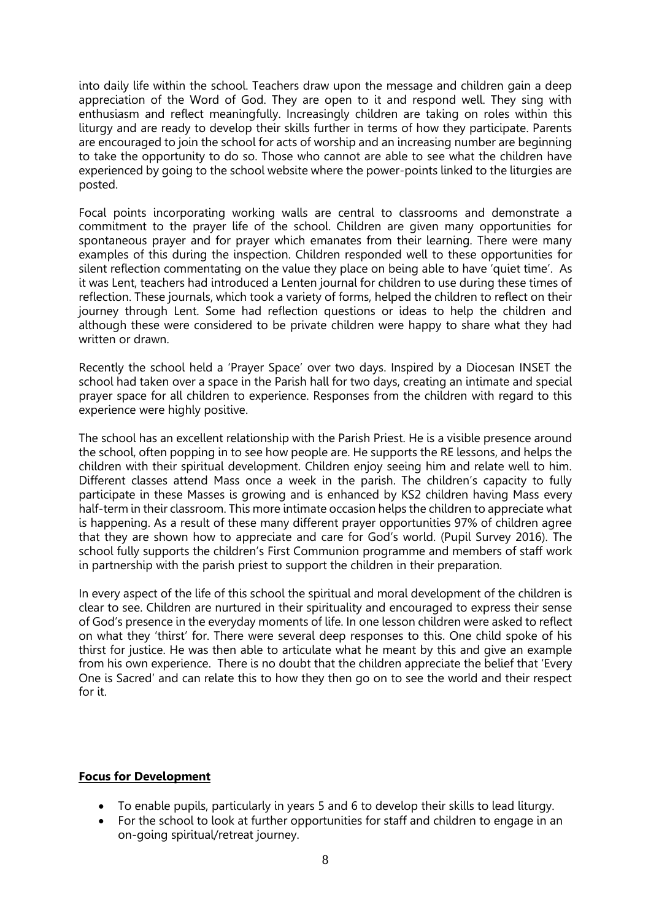into daily life within the school. Teachers draw upon the message and children gain a deep appreciation of the Word of God. They are open to it and respond well. They sing with enthusiasm and reflect meaningfully. Increasingly children are taking on roles within this liturgy and are ready to develop their skills further in terms of how they participate. Parents are encouraged to join the school for acts of worship and an increasing number are beginning to take the opportunity to do so. Those who cannot are able to see what the children have experienced by going to the school website where the power-points linked to the liturgies are posted.

Focal points incorporating working walls are central to classrooms and demonstrate a commitment to the prayer life of the school. Children are given many opportunities for spontaneous prayer and for prayer which emanates from their learning. There were many examples of this during the inspection. Children responded well to these opportunities for silent reflection commentating on the value they place on being able to have 'quiet time'. As it was Lent, teachers had introduced a Lenten journal for children to use during these times of reflection. These journals, which took a variety of forms, helped the children to reflect on their journey through Lent. Some had reflection questions or ideas to help the children and although these were considered to be private children were happy to share what they had written or drawn.

Recently the school held a 'Prayer Space' over two days. Inspired by a Diocesan INSET the school had taken over a space in the Parish hall for two days, creating an intimate and special prayer space for all children to experience. Responses from the children with regard to this experience were highly positive.

The school has an excellent relationship with the Parish Priest. He is a visible presence around the school, often popping in to see how people are. He supports the RE lessons, and helps the children with their spiritual development. Children enjoy seeing him and relate well to him. Different classes attend Mass once a week in the parish. The children's capacity to fully participate in these Masses is growing and is enhanced by KS2 children having Mass every half-term in their classroom. This more intimate occasion helps the children to appreciate what is happening. As a result of these many different prayer opportunities 97% of children agree that they are shown how to appreciate and care for God's world. (Pupil Survey 2016). The school fully supports the children's First Communion programme and members of staff work in partnership with the parish priest to support the children in their preparation.

In every aspect of the life of this school the spiritual and moral development of the children is clear to see. Children are nurtured in their spirituality and encouraged to express their sense of God's presence in the everyday moments of life. In one lesson children were asked to reflect on what they 'thirst' for. There were several deep responses to this. One child spoke of his thirst for justice. He was then able to articulate what he meant by this and give an example from his own experience. There is no doubt that the children appreciate the belief that 'Every One is Sacred' and can relate this to how they then go on to see the world and their respect for it.

**Focus for Development**

- To enable pupils, particularly in years 5 and 6 to develop their skills to lead liturgy.
- For the school to look at further opportunities for staff and children to engage in an on-going spiritual/retreat journey.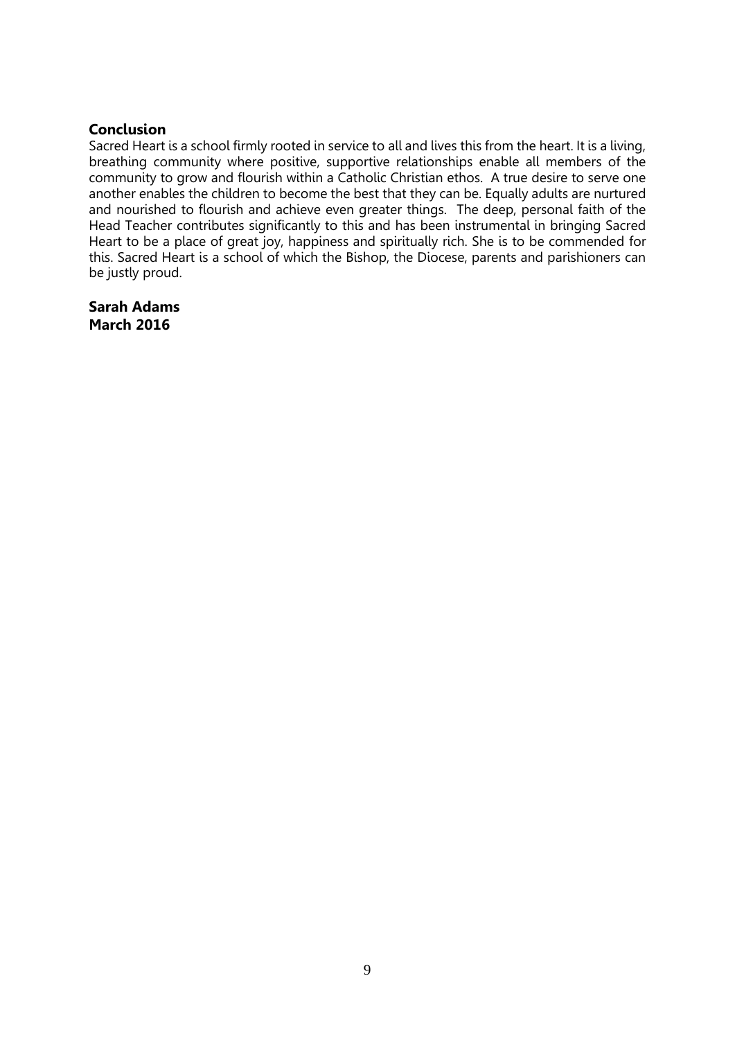## Conclusion

Sacred Heart is a school firmly rooted in service to all and lives this from the heart. It is a living, breathing community where positive, supportive relationships enable all members of the community to grow and flourish within a Catholic Christian ethos. A true desire to serve one another enables the children to become the best that they can be. Equally adults are nurtured and nourished to flourish and achieve even greater things. The deep, personal faith of the Head Teacher contributes significantly to this and has been instrumental in bringing Sacred Heart to be a place of great joy, happiness and spiritually rich. She is to be commended for this. Sacred Heart is a school of which the Bishop, the Diocese, parents and parishioners can be justly proud.

**Sarah Adams**
**March 2016**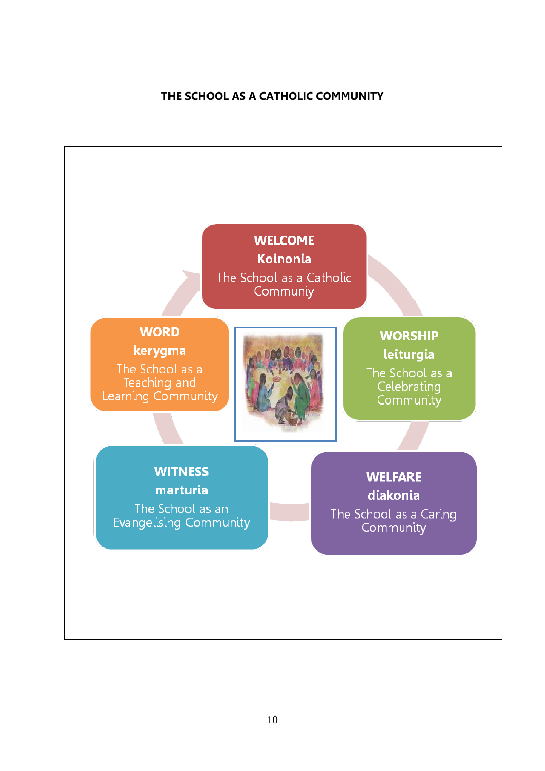**THE SCHOOL AS A CATHOLIC COMMUNITY**

**WELCOME**
**Koinonia**
The School as a Catholic Communiy

**WORSHIP**
**leiturgia**
The School as a Celebrating Community

**WELFARE**
**diakonia**
The School as a Caring Community

**WITNESS**
**marturia**
The School as an Evangelising Community

**WORD**
**kerygma**
The School as a Teaching and Learning Community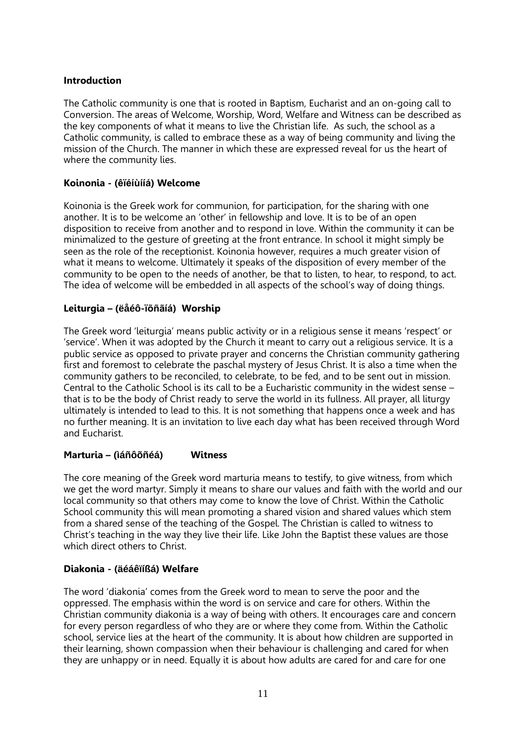**Introduction**

The Catholic community is one that is rooted in Baptism, Eucharist and an on-going call to Conversion. The areas of Welcome, Worship, Word, Welfare and Witness can be described as the key components of what it means to live the Christian life. As such, the school as a Catholic community, is called to embrace these as a way of being community and living the mission of the Church. The manner in which these are expressed reveal for us the heart of where the community lies.

**Koinonia - (êïéíùíßá) Welcome**

Koinonia is the Greek work for communion, for participation, for the sharing with one another. It is to be welcome an 'other' in fellowship and love. It is to be of an open disposition to receive from another and to respond in love. Within the community it can be minimalized to the gesture of greeting at the front entrance. In school it might simply be seen as the role of the receptionist. Koinonia however, requires a much greater vision of what it means to welcome. Ultimately it speaks of the disposition of every member of the community to be open to the needs of another, be that to listen, to hear, to respond, to act. The idea of welcome will be embedded in all aspects of the school's way of doing things.

**Leiturgia – (ëåéô-ïõñãßá) Worship**

The Greek word 'leiturgia' means public activity or in a religious sense it means 'respect' or 'service'. When it was adopted by the Church it meant to carry out a religious service. It is a public service as opposed to private prayer and concerns the Christian community gathering first and foremost to celebrate the paschal mystery of Jesus Christ. It is also a time when the community gathers to be reconciled, to celebrate, to be fed, and to be sent out in mission. Central to the Catholic School is its call to be a Eucharistic community in the widest sense – that is to be the body of Christ ready to serve the world in its fullness. All prayer, all liturgy ultimately is intended to lead to this. It is not something that happens once a week and has no further meaning. It is an invitation to live each day what has been received through Word and Eucharist.

**Marturia – (ìáñôõñéá) Witness**

The core meaning of the Greek word marturia means to testify, to give witness, from which we get the word martyr. Simply it means to share our values and faith with the world and our local community so that others may come to know the love of Christ. Within the Catholic School community this will mean promoting a shared vision and shared values which stem from a shared sense of the teaching of the Gospel. The Christian is called to witness to Christ's teaching in the way they live their life. Like John the Baptist these values are those which direct others to Christ.

**Diakonia - (äéáêïíßá) Welfare**

The word 'diakonia' comes from the Greek word to mean to serve the poor and the oppressed. The emphasis within the word is on service and care for others. Within the Christian community diakonia is a way of being with others. It encourages care and concern for every person regardless of who they are or where they come from. Within the Catholic school, service lies at the heart of the community. It is about how children are supported in their learning, shown compassion when their behaviour is challenging and cared for when they are unhappy or in need. Equally it is about how adults are cared for and care for one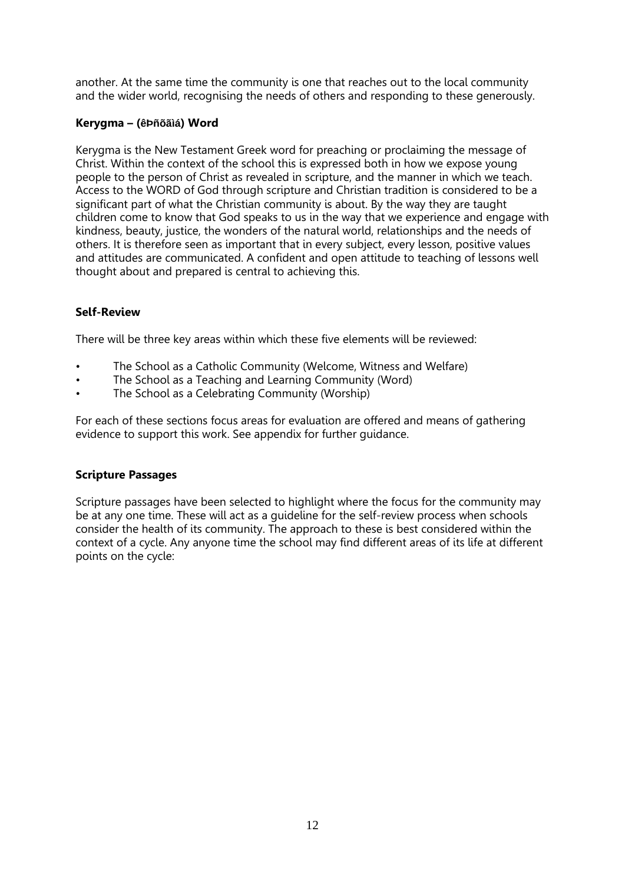another. At the same time the community is one that reaches out to the local community and the wider world, recognising the needs of others and responding to these generously.

**Kerygma – (êÞñõãìá) Word**

Kerygma is the New Testament Greek word for preaching or proclaiming the message of Christ. Within the context of the school this is expressed both in how we expose young people to the person of Christ as revealed in scripture, and the manner in which we teach. Access to the WORD of God through scripture and Christian tradition is considered to be a significant part of what the Christian community is about. By the way they are taught children come to know that God speaks to us in the way that we experience and engage with kindness, beauty, justice, the wonders of the natural world, relationships and the needs of others. It is therefore seen as important that in every subject, every lesson, positive values and attitudes are communicated. A confident and open attitude to teaching of lessons well thought about and prepared is central to achieving this.

**Self-Review**

There will be three key areas within which these five elements will be reviewed:

- The School as a Catholic Community (Welcome, Witness and Welfare)
- The School as a Teaching and Learning Community (Word)
- The School as a Celebrating Community (Worship)

For each of these sections focus areas for evaluation are offered and means of gathering evidence to support this work. See appendix for further guidance.

**Scripture Passages**

Scripture passages have been selected to highlight where the focus for the community may be at any one time. These will act as a guideline for the self-review process when schools consider the health of its community. The approach to these is best considered within the context of a cycle. Any anyone time the school may find different areas of its life at different points on the cycle: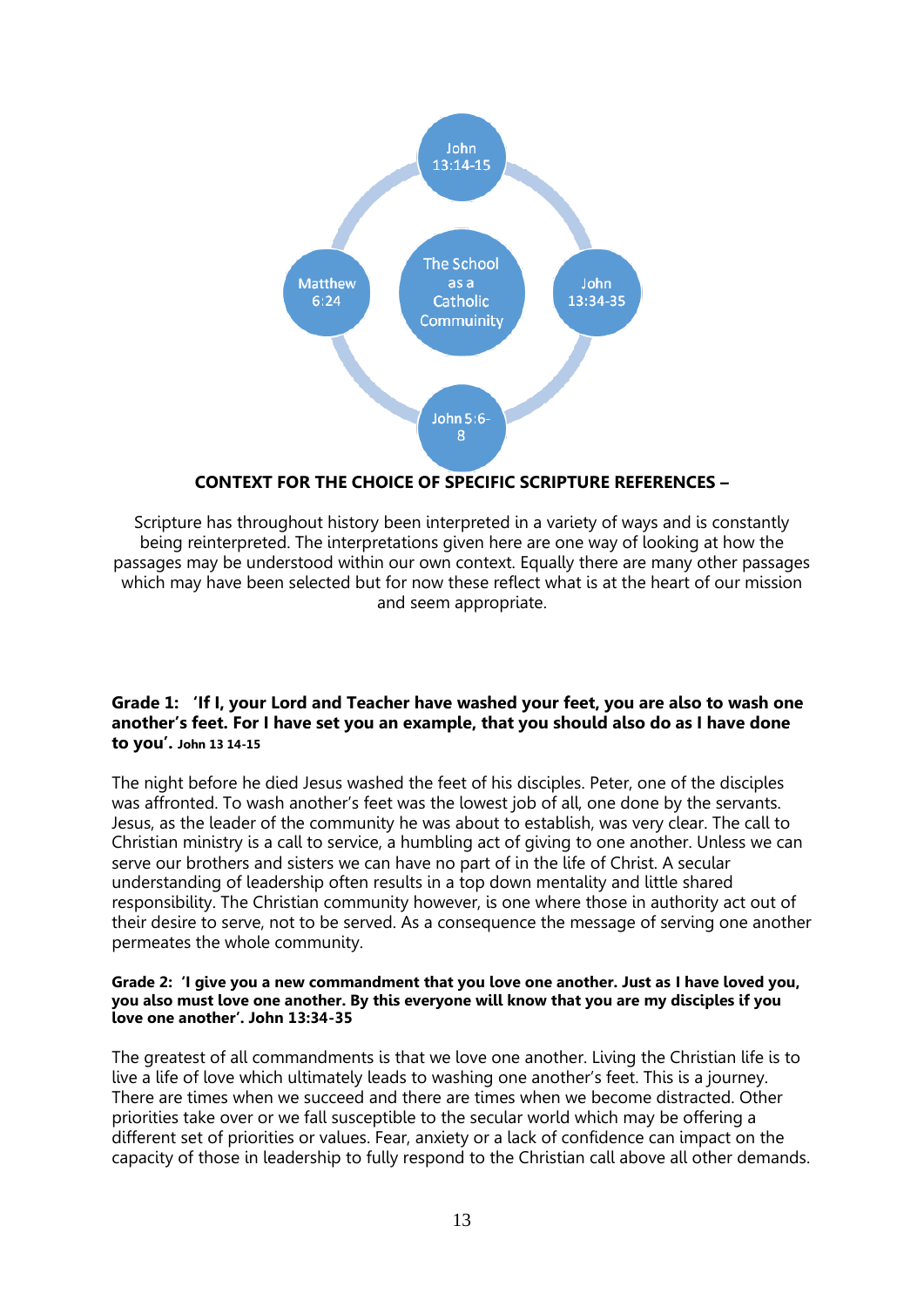John 13:14-15

Matthew 6:24

The School as a Catholic Commuinity

John 13:34-35

John 5:6-8

**CONTEXT FOR THE CHOICE OF SPECIFIC SCRIPTURE REFERENCES –**

Scripture has throughout history been interpreted in a variety of ways and is constantly being reinterpreted. The interpretations given here are one way of looking at how the passages may be understood within our own context. Equally there are many other passages which may have been selected but for now these reflect what is at the heart of our mission and seem appropriate.

**Grade 1: 'If I, your Lord and Teacher have washed your feet, you are also to wash one another's feet. For I have set you an example, that you should also do as I have done to you'. John 13 14-15**

The night before he died Jesus washed the feet of his disciples. Peter, one of the disciples was affronted. To wash another's feet was the lowest job of all, one done by the servants. Jesus, as the leader of the community he was about to establish, was very clear. The call to Christian ministry is a call to service, a humbling act of giving to one another. Unless we can serve our brothers and sisters we can have no part of in the life of Christ. A secular understanding of leadership often results in a top down mentality and little shared responsibility. The Christian community however, is one where those in authority act out of their desire to serve, not to be served. As a consequence the message of serving one another permeates the whole community.

**Grade 2: 'I give you a new commandment that you love one another. Just as I have loved you, you also must love one another. By this everyone will know that you are my disciples if you love one another'. John 13:34-35**

The greatest of all commandments is that we love one another. Living the Christian life is to live a life of love which ultimately leads to washing one another's feet. This is a journey. There are times when we succeed and there are times when we become distracted. Other priorities take over or we fall susceptible to the secular world which may be offering a different set of priorities or values. Fear, anxiety or a lack of confidence can impact on the capacity of those in leadership to fully respond to the Christian call above all other demands.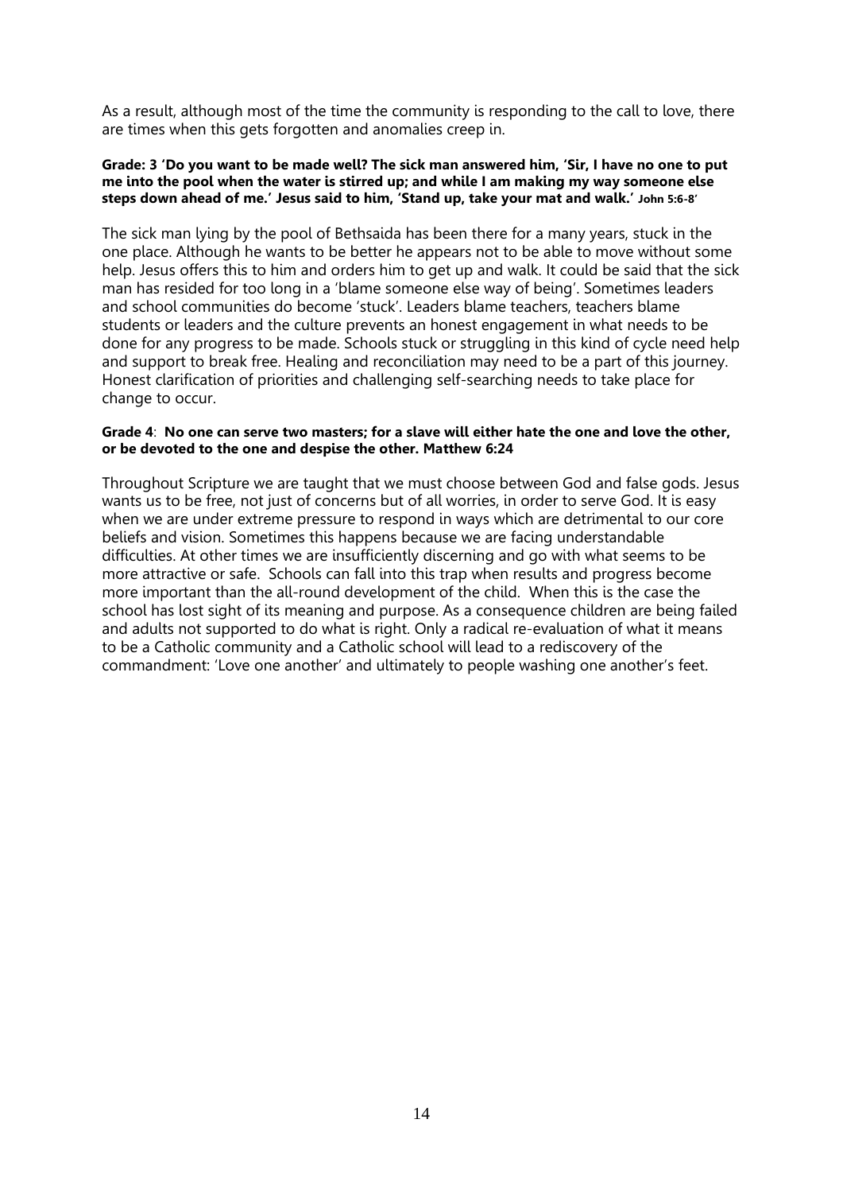As a result, although most of the time the community is responding to the call to love, there are times when this gets forgotten and anomalies creep in.

**Grade: 3 'Do you want to be made well? The sick man answered him, 'Sir, I have no one to put me into the pool when the water is stirred up; and while I am making my way someone else steps down ahead of me.' Jesus said to him, 'Stand up, take your mat and walk.' John 5:6-8'**

The sick man lying by the pool of Bethsaida has been there for a many years, stuck in the one place. Although he wants to be better he appears not to be able to move without some help. Jesus offers this to him and orders him to get up and walk. It could be said that the sick man has resided for too long in a 'blame someone else way of being'. Sometimes leaders and school communities do become 'stuck'. Leaders blame teachers, teachers blame students or leaders and the culture prevents an honest engagement in what needs to be done for any progress to be made. Schools stuck or struggling in this kind of cycle need help and support to break free. Healing and reconciliation may need to be a part of this journey. Honest clarification of priorities and challenging self-searching needs to take place for change to occur.

**Grade 4**: **No one can serve two masters; for a slave will either hate the one and love the other, or be devoted to the one and despise the other. Matthew 6:24**

Throughout Scripture we are taught that we must choose between God and false gods. Jesus wants us to be free, not just of concerns but of all worries, in order to serve God. It is easy when we are under extreme pressure to respond in ways which are detrimental to our core beliefs and vision. Sometimes this happens because we are facing understandable difficulties. At other times we are insufficiently discerning and go with what seems to be more attractive or safe. Schools can fall into this trap when results and progress become more important than the all-round development of the child. When this is the case the school has lost sight of its meaning and purpose. As a consequence children are being failed and adults not supported to do what is right. Only a radical re-evaluation of what it means to be a Catholic community and a Catholic school will lead to a rediscovery of the commandment: 'Love one another' and ultimately to people washing one another's feet.